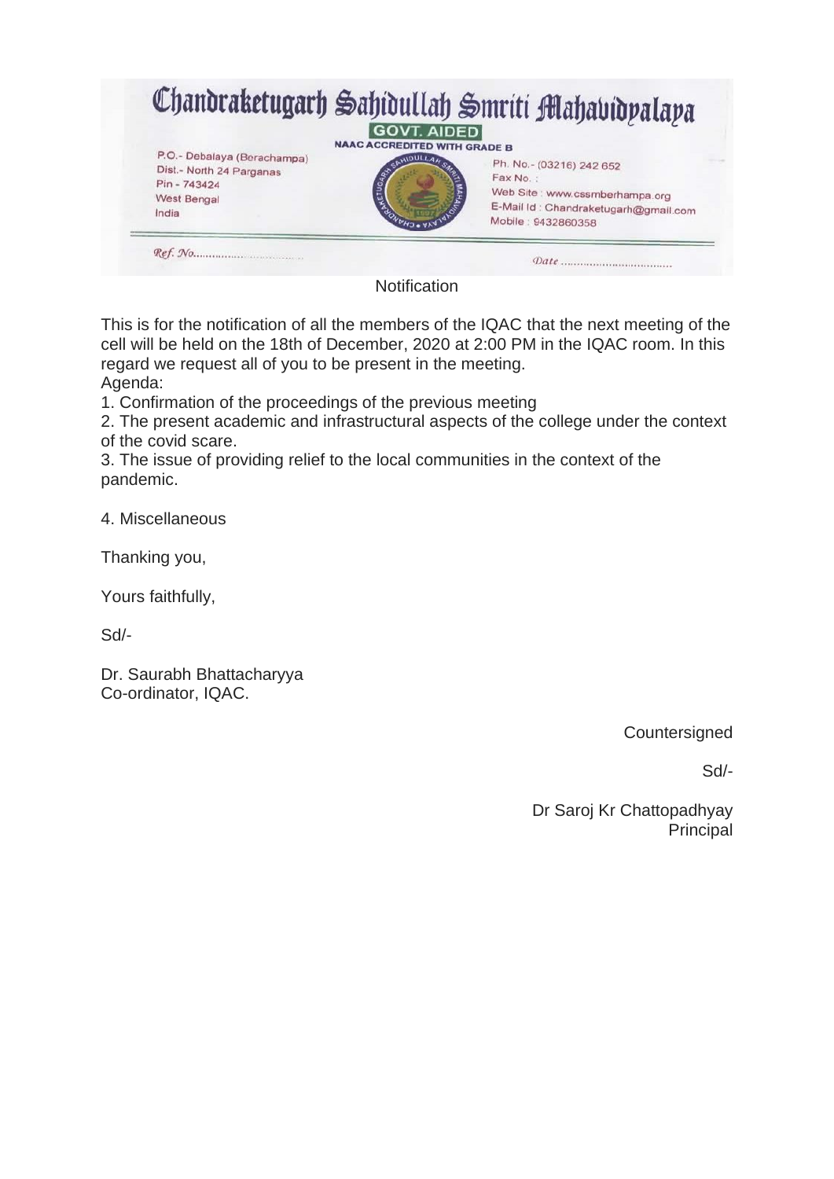# Chandraketugarh Sahidullah Smriti Mahavidyalaya

**GOVT. AIDED**

**NAAC ACCREDITED WITH GRADE B**

P.O.- Debalaya (Berachampa)
Dist.- North 24 Parganas
Pin - 743424
West Bengal
India

Ph. No.- (03216) 242 652
Fax No. :
Web Site : www.cssmberhampa.org
E-Mail Id : Chandraketugarh@gmail.com
Mobile : 9432860358

Ref. No.................................

Date ..................................

Notification

This is for the notification of all the members of the IQAC that the next meeting of the cell will be held on the 18th of December, 2020 at 2:00 PM in the IQAC room. In this regard we request all of you to be present in the meeting.

Agenda:

1. Confirmation of the proceedings of the previous meeting
2. The present academic and infrastructural aspects of the college under the context of the covid scare.
3. The issue of providing relief to the local communities in the context of the pandemic.
4. Miscellaneous

Thanking you,

Yours faithfully,

Sd/-

Dr. Saurabh Bhattacharyya
Co-ordinator, IQAC.

Countersigned

Sd/-

Dr Saroj Kr Chattopadhyay
Principal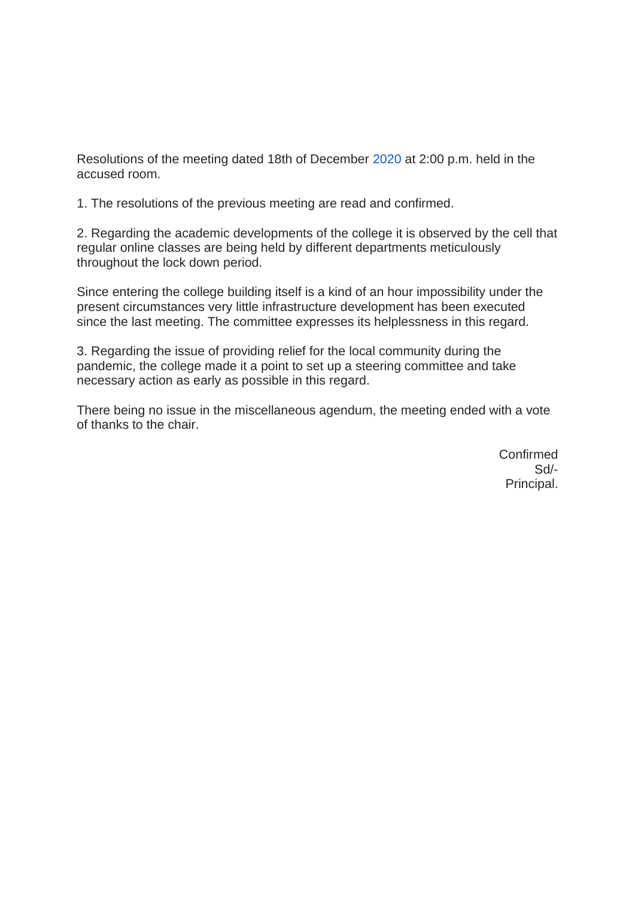Resolutions of the meeting dated 18th of December 2020 at 2:00 p.m. held in the accused room.

1. The resolutions of the previous meeting are read and confirmed.

2. Regarding the academic developments of the college it is observed by the cell that regular online classes are being held by different departments meticulously throughout the lock down period.

Since entering the college building itself is a kind of an hour impossibility under the present circumstances very little infrastructure development has been executed since the last meeting. The committee expresses its helplessness in this regard.

3. Regarding the issue of providing relief for the local community during the pandemic, the college made it a point to set up a steering committee and take necessary action as early as possible in this regard.

There being no issue in the miscellaneous agendum, the meeting ended with a vote of thanks to the chair.

Confirmed
Sd/-
Principal.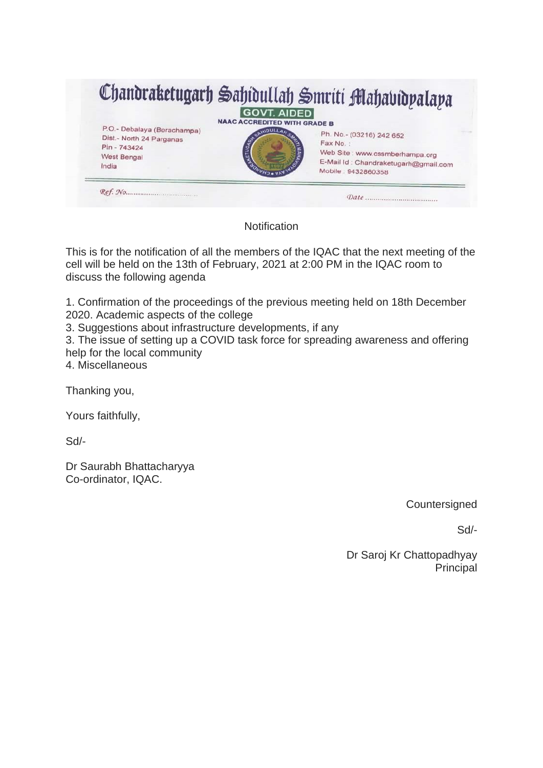# Chandraketugarh Sahidullah Smriti Mahavidyalaya

**GOVT. AIDED**

**NAAC ACCREDITED WITH GRADE B**

P.O.- Debalaya (Berachampa)
Dist.- North 24 Parganas
Pin - 743424
West Bengal
India

Ph. No.- (03216) 242 652
Fax No. :
Web Site : www.cssmberhampa.org
E-Mail Id : Chandraketugarh@gmail.com
Mobile : 9432860358

Ref. No..................................          Date ..................................

Notification

This is for the notification of all the members of the IQAC that the next meeting of the cell will be held on the 13th of February, 2021 at 2:00 PM in the IQAC room to discuss the following agenda

1. Confirmation of the proceedings of the previous meeting held on 18th December 2020. Academic aspects of the college
3. Suggestions about infrastructure developments, if any
3. The issue of setting up a COVID task force for spreading awareness and offering help for the local community
4. Miscellaneous

Thanking you,

Yours faithfully,

Sd/-

Dr Saurabh Bhattacharyya
Co-ordinator, IQAC.

Countersigned

Sd/-

Dr Saroj Kr Chattopadhyay
Principal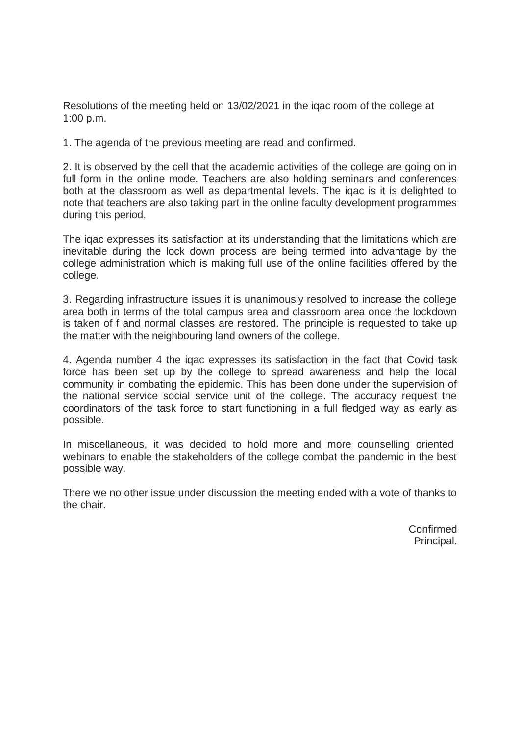Resolutions of the meeting held on 13/02/2021 in the iqac room of the college at 1:00 p.m.

1. The agenda of the previous meeting are read and confirmed.

2. It is observed by the cell that the academic activities of the college are going on in full form in the online mode. Teachers are also holding seminars and conferences both at the classroom as well as departmental levels. The iqac is it is delighted to note that teachers are also taking part in the online faculty development programmes during this period.

The iqac expresses its satisfaction at its understanding that the limitations which are inevitable during the lock down process are being termed into advantage by the college administration which is making full use of the online facilities offered by the college.

3. Regarding infrastructure issues it is unanimously resolved to increase the college area both in terms of the total campus area and classroom area once the lockdown is taken of f and normal classes are restored. The principle is requested to take up the matter with the neighbouring land owners of the college.

4. Agenda number 4 the iqac expresses its satisfaction in the fact that Covid task force has been set up by the college to spread awareness and help the local community in combating the epidemic. This has been done under the supervision of the national service social service unit of the college. The accuracy request the coordinators of the task force to start functioning in a full fledged way as early as possible.

In miscellaneous, it was decided to hold more and more counselling oriented webinars to enable the stakeholders of the college combat the pandemic in the best possible way.

There we no other issue under discussion the meeting ended with a vote of thanks to the chair.

Confirmed
Principal.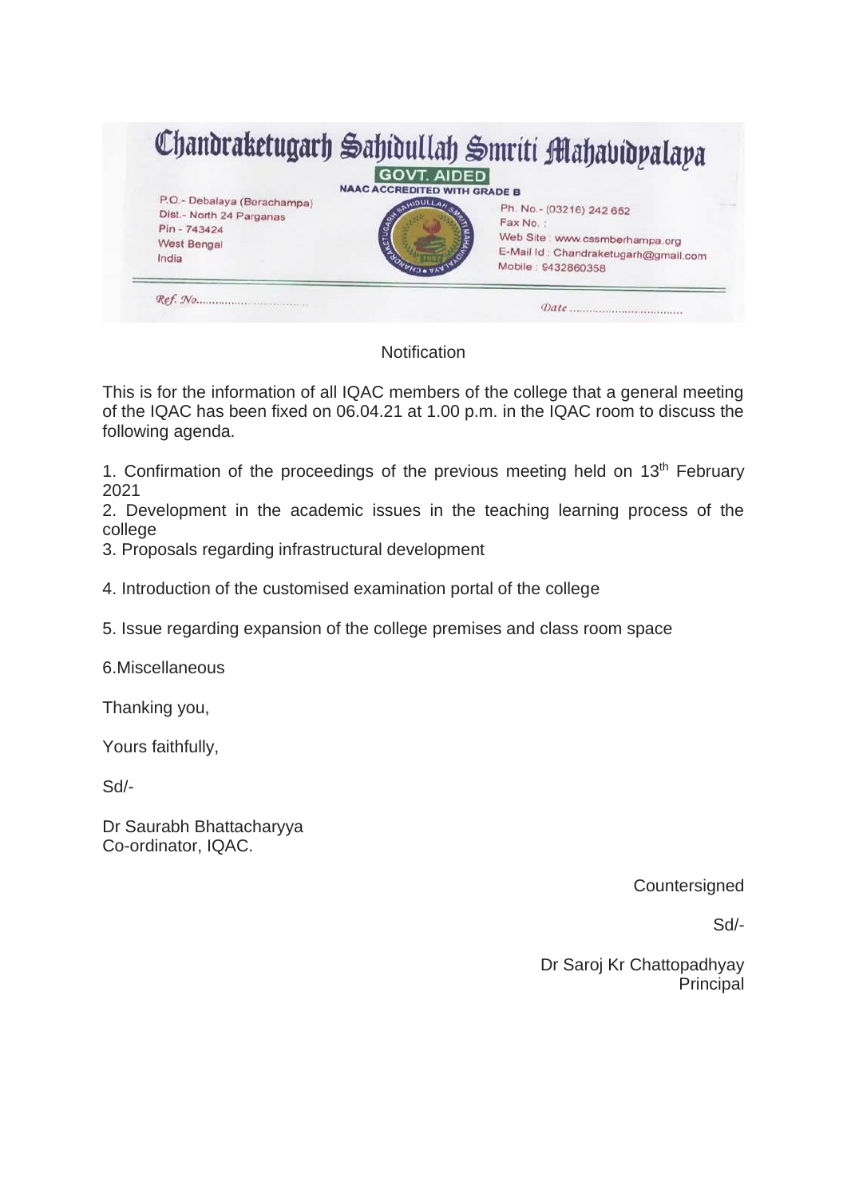# Chandraketugarh Sahidullah Smriti Mahavidyalaya

GOVT. AIDED

NAAC ACCREDITED WITH GRADE B

P.O.- Debalaya (Berachampa)
Dist.- North 24 Parganas
Pin - 743424
West Bengal
India

Ph. No.- (03216) 242 652
Fax No. :
Web Site : www.cssmberhampa.org
E-Mail Id : Chandraketugarh@gmail.com
Mobile : 9432860358

Ref. No.................................

Date ..................................

Notification

This is for the information of all IQAC members of the college that a general meeting of the IQAC has been fixed on 06.04.21 at 1.00 p.m. in the IQAC room to discuss the following agenda.

1. Confirmation of the proceedings of the previous meeting held on 13th February 2021
2. Development in the academic issues in the teaching learning process of the college
3. Proposals regarding infrastructural development
4. Introduction of the customised examination portal of the college
5. Issue regarding expansion of the college premises and class room space
6. Miscellaneous

Thanking you,

Yours faithfully,

Sd/-

Dr Saurabh Bhattacharyya
Co-ordinator, IQAC.

Countersigned

Sd/-

Dr Saroj Kr Chattopadhyay
Principal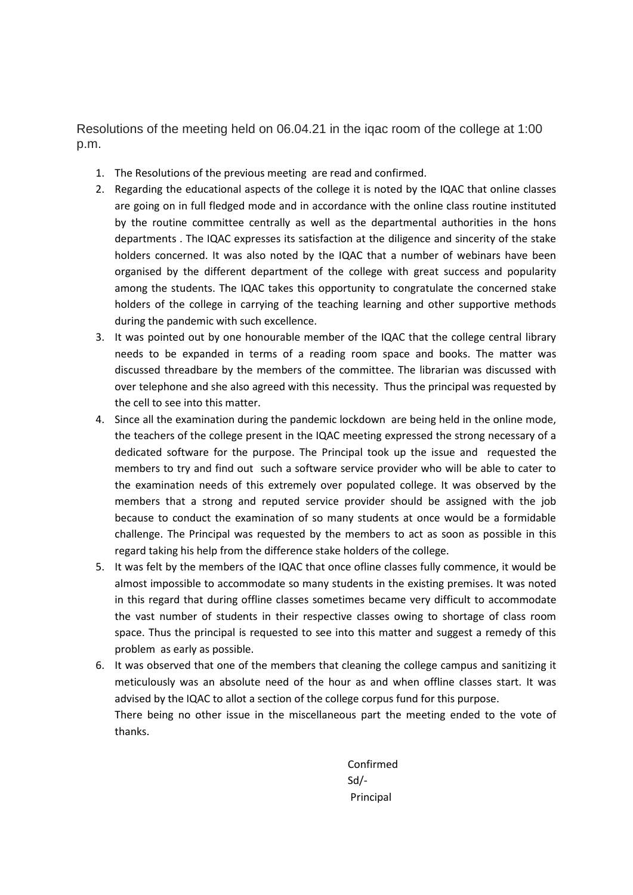Resolutions of the meeting held on 06.04.21 in the iqac room of the college at 1:00 p.m.

1. The Resolutions of the previous meeting are read and confirmed.
2. Regarding the educational aspects of the college it is noted by the IQAC that online classes are going on in full fledged mode and in accordance with the online class routine instituted by the routine committee centrally as well as the departmental authorities in the hons departments . The IQAC expresses its satisfaction at the diligence and sincerity of the stake holders concerned. It was also noted by the IQAC that a number of webinars have been organised by the different department of the college with great success and popularity among the students. The IQAC takes this opportunity to congratulate the concerned stake holders of the college in carrying of the teaching learning and other supportive methods during the pandemic with such excellence.
3. It was pointed out by one honourable member of the IQAC that the college central library needs to be expanded in terms of a reading room space and books. The matter was discussed threadbare by the members of the committee. The librarian was discussed with over telephone and she also agreed with this necessity. Thus the principal was requested by the cell to see into this matter.
4. Since all the examination during the pandemic lockdown are being held in the online mode, the teachers of the college present in the IQAC meeting expressed the strong necessary of a dedicated software for the purpose. The Principal took up the issue and requested the members to try and find out such a software service provider who will be able to cater to the examination needs of this extremely over populated college. It was observed by the members that a strong and reputed service provider should be assigned with the job because to conduct the examination of so many students at once would be a formidable challenge. The Principal was requested by the members to act as soon as possible in this regard taking his help from the difference stake holders of the college.
5. It was felt by the members of the IQAC that once ofline classes fully commence, it would be almost impossible to accommodate so many students in the existing premises. It was noted in this regard that during offline classes sometimes became very difficult to accommodate the vast number of students in their respective classes owing to shortage of class room space. Thus the principal is requested to see into this matter and suggest a remedy of this problem as early as possible.
6. It was observed that one of the members that cleaning the college campus and sanitizing it meticulously was an absolute need of the hour as and when offline classes start. It was advised by the IQAC to allot a section of the college corpus fund for this purpose.

   There being no other issue in the miscellaneous part the meeting ended to the vote of thanks.

Confirmed
Sd/-
Principal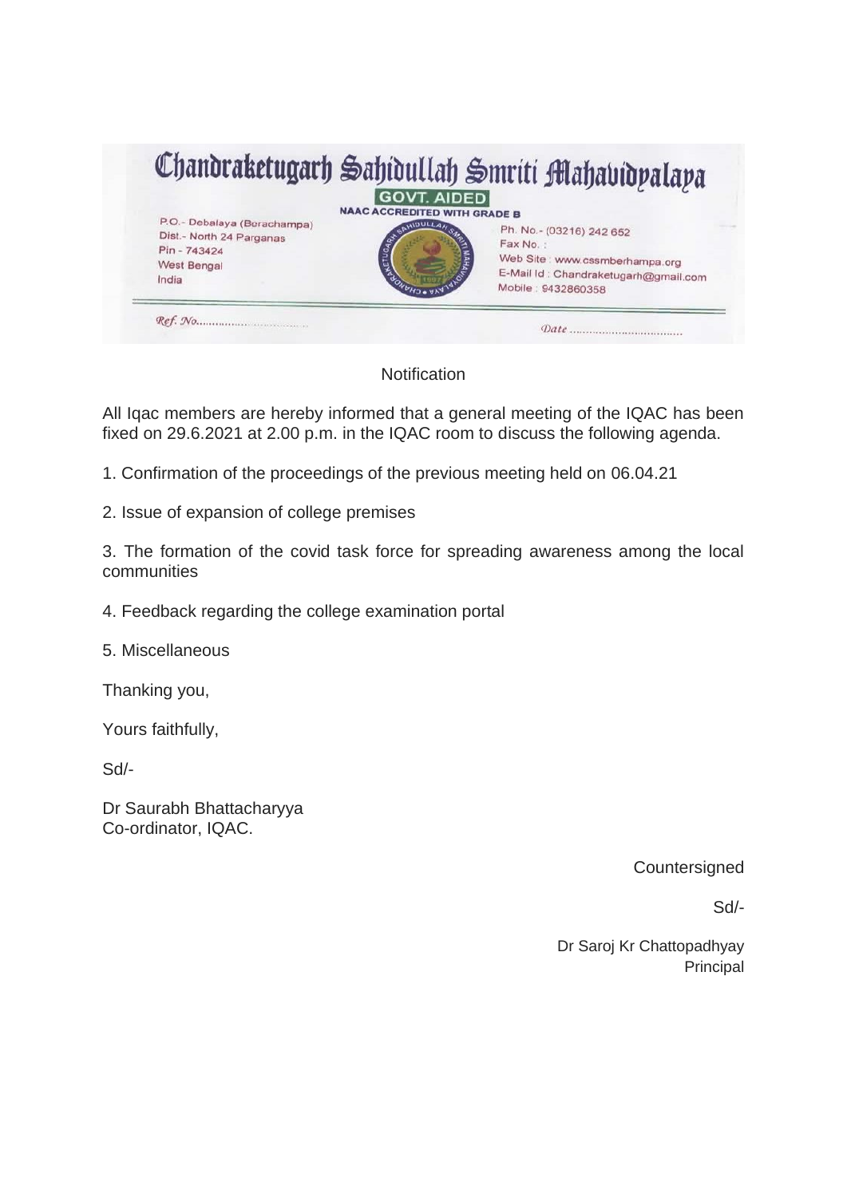# Chandraketugarh Sahidullah Smriti Mahavidyalaya

GOVT. AIDED

NAAC ACCREDITED WITH GRADE B

P.O.- Debalaya (Berachampa)
Dist.- North 24 Parganas
Pin - 743424
West Bengal
India

Ph. No.- (03216) 242 652
Fax No. :
Web Site : www.cssmberhampa.org
E-Mail Id : Chandraketugarh@gmail.com
Mobile : 9432860358

Ref. No.................................. Date ..................................

Notification

All Iqac members are hereby informed that a general meeting of the IQAC has been fixed on 29.6.2021 at 2.00 p.m. in the IQAC room to discuss the following agenda.

1. Confirmation of the proceedings of the previous meeting held on 06.04.21
2. Issue of expansion of college premises
3. The formation of the covid task force for spreading awareness among the local communities
4. Feedback regarding the college examination portal
5. Miscellaneous

Thanking you,

Yours faithfully,

Sd/-

Dr Saurabh Bhattacharyya
Co-ordinator, IQAC.

Countersigned

Sd/-

Dr Saroj Kr Chattopadhyay
Principal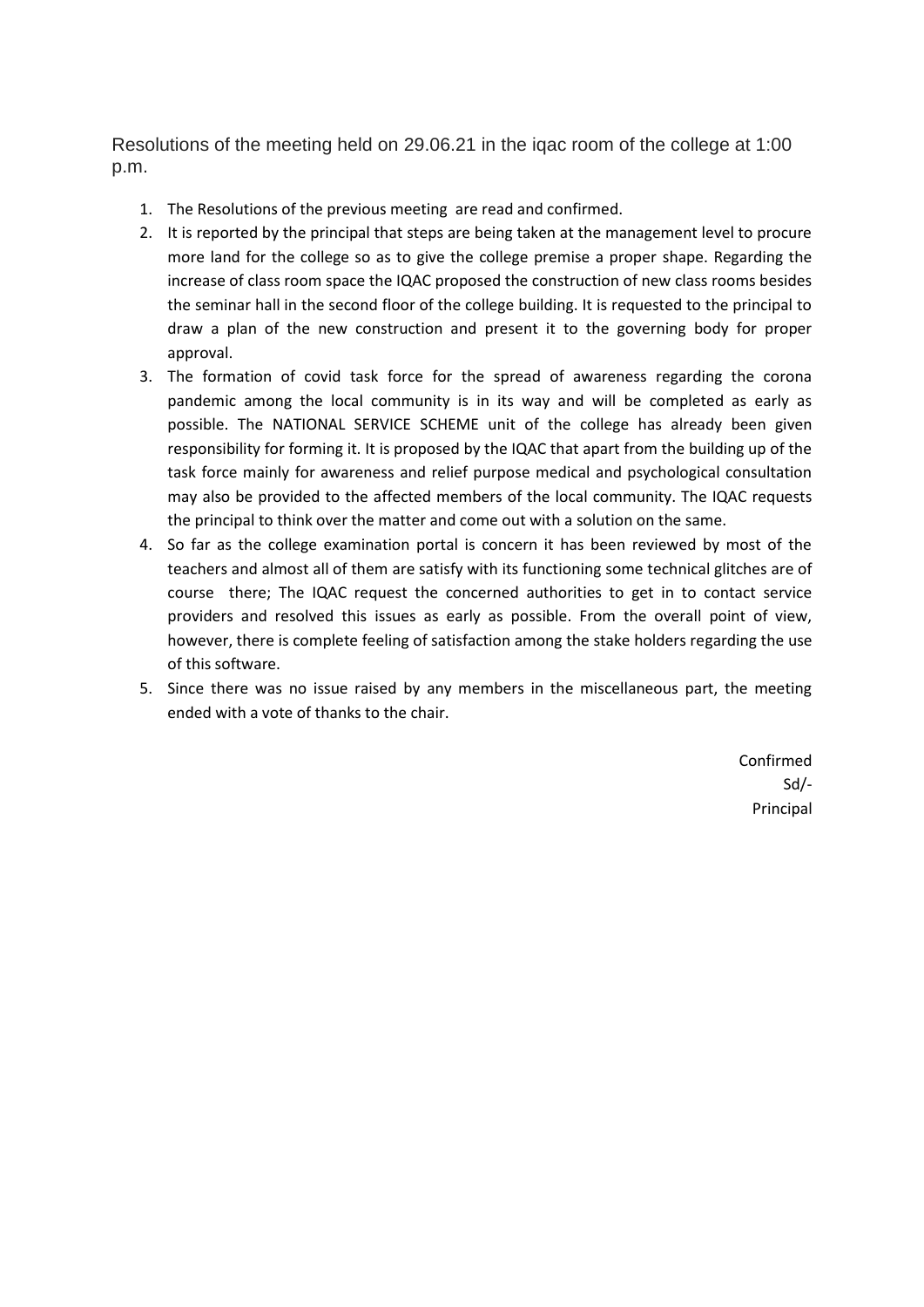Resolutions of the meeting held on 29.06.21 in the iqac room of the college at 1:00 p.m.

1. The Resolutions of the previous meeting are read and confirmed.
2. It is reported by the principal that steps are being taken at the management level to procure more land for the college so as to give the college premise a proper shape. Regarding the increase of class room space the IQAC proposed the construction of new class rooms besides the seminar hall in the second floor of the college building. It is requested to the principal to draw a plan of the new construction and present it to the governing body for proper approval.
3. The formation of covid task force for the spread of awareness regarding the corona pandemic among the local community is in its way and will be completed as early as possible. The NATIONAL SERVICE SCHEME unit of the college has already been given responsibility for forming it. It is proposed by the IQAC that apart from the building up of the task force mainly for awareness and relief purpose medical and psychological consultation may also be provided to the affected members of the local community. The IQAC requests the principal to think over the matter and come out with a solution on the same.
4. So far as the college examination portal is concern it has been reviewed by most of the teachers and almost all of them are satisfy with its functioning some technical glitches are of course there; The IQAC request the concerned authorities to get in to contact service providers and resolved this issues as early as possible. From the overall point of view, however, there is complete feeling of satisfaction among the stake holders regarding the use of this software.
5. Since there was no issue raised by any members in the miscellaneous part, the meeting ended with a vote of thanks to the chair.

Confirmed
Sd/-
Principal